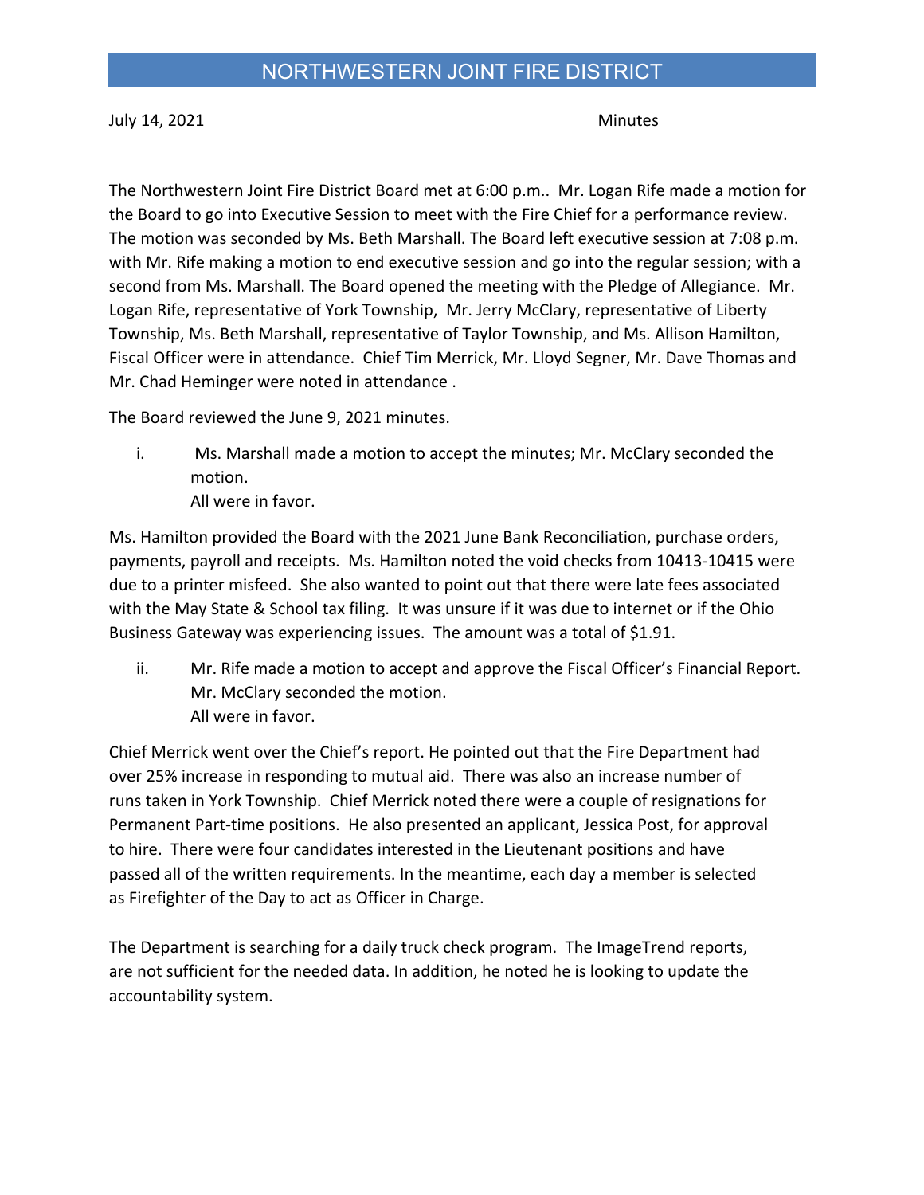# NORTHWESTERN JOINT FIRE DISTRICT

July 14, 2021 Minutes

The Northwestern Joint Fire District Board met at 6:00 p.m.. Mr. Logan Rife made a motion for the Board to go into Executive Session to meet with the Fire Chief for a performance review. The motion was seconded by Ms. Beth Marshall. The Board left executive session at 7:08 p.m. with Mr. Rife making a motion to end executive session and go into the regular session; with a second from Ms. Marshall. The Board opened the meeting with the Pledge of Allegiance. Mr. Logan Rife, representative of York Township, Mr. Jerry McClary, representative of Liberty Township, Ms. Beth Marshall, representative of Taylor Township, and Ms. Allison Hamilton, Fiscal Officer were in attendance. Chief Tim Merrick, Mr. Lloyd Segner, Mr. Dave Thomas and Mr. Chad Heminger were noted in attendance .

The Board reviewed the June 9, 2021 minutes.

i. Ms. Marshall made a motion to accept the minutes; Mr. McClary seconded the motion.
   All were in favor.

Ms. Hamilton provided the Board with the 2021 June Bank Reconciliation, purchase orders, payments, payroll and receipts. Ms. Hamilton noted the void checks from 10413-10415 were due to a printer misfeed. She also wanted to point out that there were late fees associated with the May State & School tax filing. It was unsure if it was due to internet or if the Ohio Business Gateway was experiencing issues. The amount was a total of $1.91.

ii. Mr. Rife made a motion to accept and approve the Fiscal Officer's Financial Report. Mr. McClary seconded the motion.
   All were in favor.

Chief Merrick went over the Chief's report. He pointed out that the Fire Department had over 25% increase in responding to mutual aid. There was also an increase number of runs taken in York Township. Chief Merrick noted there were a couple of resignations for Permanent Part-time positions. He also presented an applicant, Jessica Post, for approval to hire. There were four candidates interested in the Lieutenant positions and have passed all of the written requirements. In the meantime, each day a member is selected as Firefighter of the Day to act as Officer in Charge.

The Department is searching for a daily truck check program. The ImageTrend reports, are not sufficient for the needed data. In addition, he noted he is looking to update the accountability system.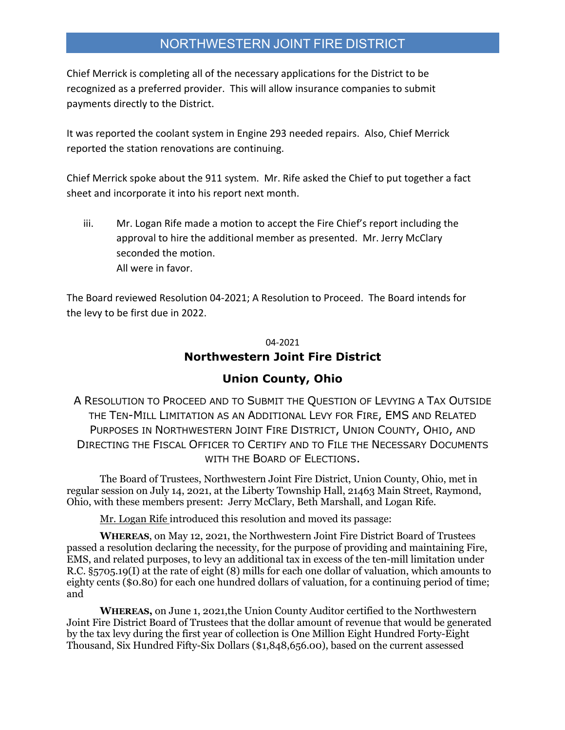Chief Merrick is completing all of the necessary applications for the District to be recognized as a preferred provider. This will allow insurance companies to submit payments directly to the District.

It was reported the coolant system in Engine 293 needed repairs. Also, Chief Merrick reported the station renovations are continuing.

Chief Merrick spoke about the 911 system. Mr. Rife asked the Chief to put together a fact sheet and incorporate it into his report next month.

iii. Mr. Logan Rife made a motion to accept the Fire Chief's report including the approval to hire the additional member as presented. Mr. Jerry McClary seconded the motion.
All were in favor.

The Board reviewed Resolution 04-2021; A Resolution to Proceed. The Board intends for the levy to be first due in 2022.

04-2021

## Northwestern Joint Fire District

## Union County, Ohio

A RESOLUTION TO PROCEED AND TO SUBMIT THE QUESTION OF LEVYING A TAX OUTSIDE THE TEN-MILL LIMITATION AS AN ADDITIONAL LEVY FOR FIRE, EMS AND RELATED PURPOSES IN NORTHWESTERN JOINT FIRE DISTRICT, UNION COUNTY, OHIO, AND DIRECTING THE FISCAL OFFICER TO CERTIFY AND TO FILE THE NECESSARY DOCUMENTS WITH THE BOARD OF ELECTIONS.

The Board of Trustees, Northwestern Joint Fire District, Union County, Ohio, met in regular session on July 14, 2021, at the Liberty Township Hall, 21463 Main Street, Raymond, Ohio, with these members present: Jerry McClary, Beth Marshall, and Logan Rife.

Mr. Logan Rife introduced this resolution and moved its passage:

**WHEREAS**, on May 12, 2021, the Northwestern Joint Fire District Board of Trustees passed a resolution declaring the necessity, for the purpose of providing and maintaining Fire, EMS, and related purposes, to levy an additional tax in excess of the ten-mill limitation under R.C. §5705.19(I) at the rate of eight (8) mills for each one dollar of valuation, which amounts to eighty cents ($0.80) for each one hundred dollars of valuation, for a continuing period of time; and

**WHEREAS,** on June 1, 2021,the Union County Auditor certified to the Northwestern Joint Fire District Board of Trustees that the dollar amount of revenue that would be generated by the tax levy during the first year of collection is One Million Eight Hundred Forty-Eight Thousand, Six Hundred Fifty-Six Dollars ($1,848,656.00), based on the current assessed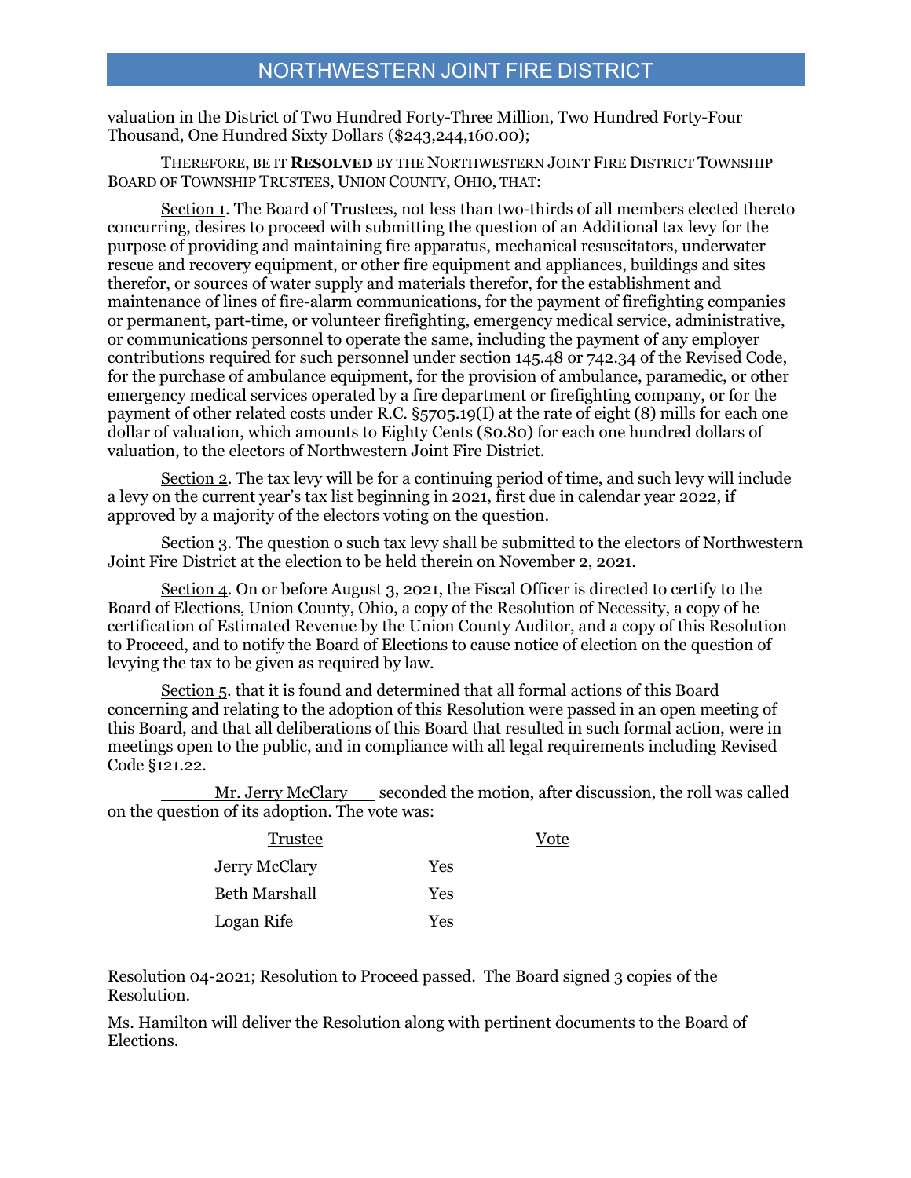valuation in the District of Two Hundred Forty-Three Million, Two Hundred Forty-Four Thousand, One Hundred Sixty Dollars ($243,244,160.00);

THEREFORE, BE IT **RESOLVED** BY THE NORTHWESTERN JOINT FIRE DISTRICT TOWNSHIP BOARD OF TOWNSHIP TRUSTEES, UNION COUNTY, OHIO, THAT:

Section 1. The Board of Trustees, not less than two-thirds of all members elected thereto concurring, desires to proceed with submitting the question of an Additional tax levy for the purpose of providing and maintaining fire apparatus, mechanical resuscitators, underwater rescue and recovery equipment, or other fire equipment and appliances, buildings and sites therefor, or sources of water supply and materials therefor, for the establishment and maintenance of lines of fire-alarm communications, for the payment of firefighting companies or permanent, part-time, or volunteer firefighting, emergency medical service, administrative, or communications personnel to operate the same, including the payment of any employer contributions required for such personnel under section 145.48 or 742.34 of the Revised Code, for the purchase of ambulance equipment, for the provision of ambulance, paramedic, or other emergency medical services operated by a fire department or firefighting company, or for the payment of other related costs under R.C. §5705.19(I) at the rate of eight (8) mills for each one dollar of valuation, which amounts to Eighty Cents ($0.80) for each one hundred dollars of valuation, to the electors of Northwestern Joint Fire District.

Section 2. The tax levy will be for a continuing period of time, and such levy will include a levy on the current year's tax list beginning in 2021, first due in calendar year 2022, if approved by a majority of the electors voting on the question.

Section 3. The question o such tax levy shall be submitted to the electors of Northwestern Joint Fire District at the election to be held therein on November 2, 2021.

Section 4. On or before August 3, 2021, the Fiscal Officer is directed to certify to the Board of Elections, Union County, Ohio, a copy of the Resolution of Necessity, a copy of he certification of Estimated Revenue by the Union County Auditor, and a copy of this Resolution to Proceed, and to notify the Board of Elections to cause notice of election on the question of levying the tax to be given as required by law.

Section 5. that it is found and determined that all formal actions of this Board concerning and relating to the adoption of this Resolution were passed in an open meeting of this Board, and that all deliberations of this Board that resulted in such formal action, were in meetings open to the public, and in compliance with all legal requirements including Revised Code §121.22.

Mr. Jerry McClary seconded the motion, after discussion, the roll was called on the question of its adoption. The vote was:

| Trustee | Vote |
|---|---|
| Jerry McClary | Yes |
| Beth Marshall | Yes |
| Logan Rife | Yes |

Resolution 04-2021; Resolution to Proceed passed. The Board signed 3 copies of the Resolution.

Ms. Hamilton will deliver the Resolution along with pertinent documents to the Board of Elections.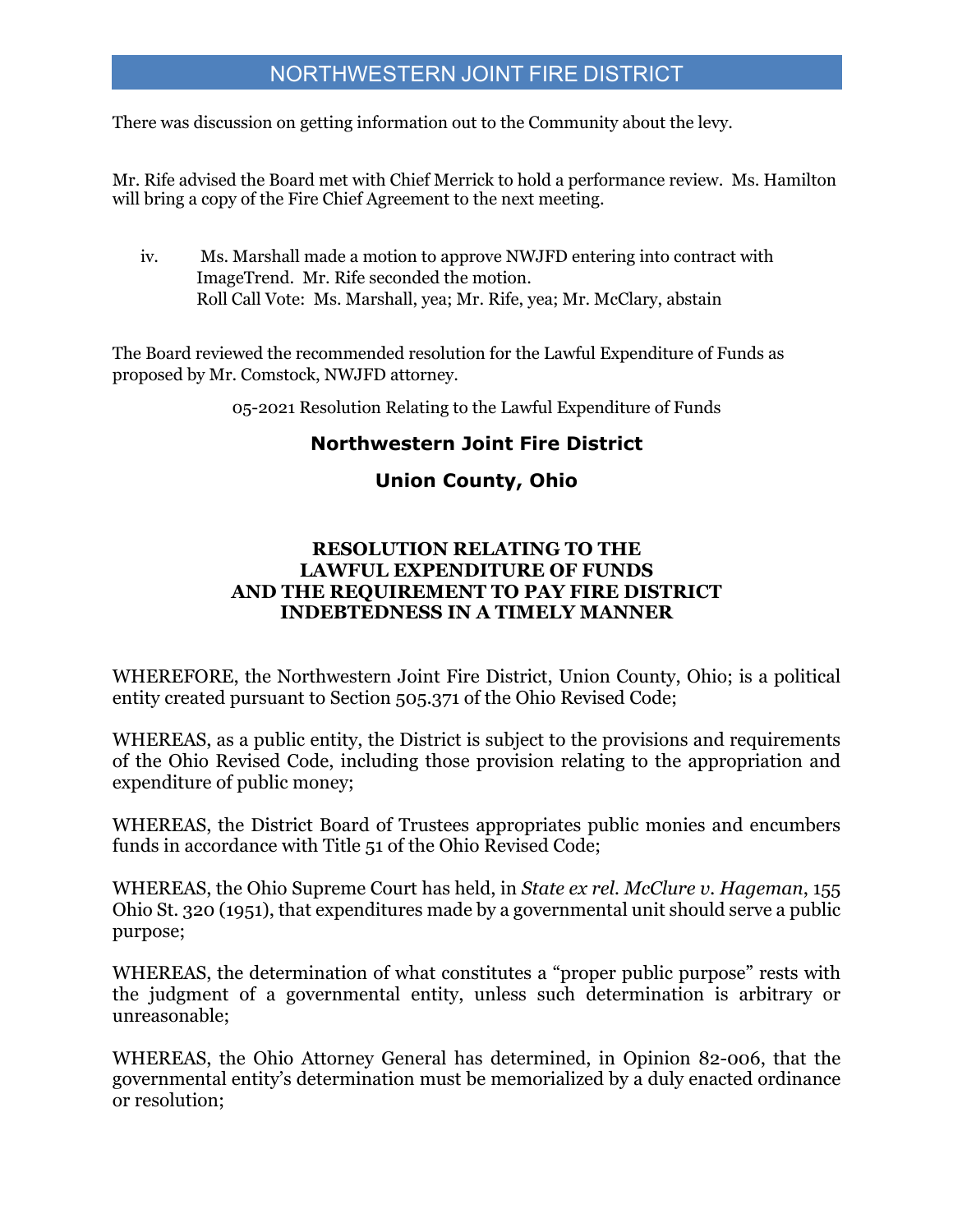There was discussion on getting information out to the Community about the levy.

Mr. Rife advised the Board met with Chief Merrick to hold a performance review. Ms. Hamilton will bring a copy of the Fire Chief Agreement to the next meeting.

iv. Ms. Marshall made a motion to approve NWJFD entering into contract with ImageTrend. Mr. Rife seconded the motion.
Roll Call Vote: Ms. Marshall, yea; Mr. Rife, yea; Mr. McClary, abstain

The Board reviewed the recommended resolution for the Lawful Expenditure of Funds as proposed by Mr. Comstock, NWJFD attorney.

05-2021 Resolution Relating to the Lawful Expenditure of Funds

## Northwestern Joint Fire District

## Union County, Ohio

### RESOLUTION RELATING TO THE LAWFUL EXPENDITURE OF FUNDS AND THE REQUIREMENT TO PAY FIRE DISTRICT INDEBTEDNESS IN A TIMELY MANNER

WHEREFORE, the Northwestern Joint Fire District, Union County, Ohio; is a political entity created pursuant to Section 505.371 of the Ohio Revised Code;

WHEREAS, as a public entity, the District is subject to the provisions and requirements of the Ohio Revised Code, including those provision relating to the appropriation and expenditure of public money;

WHEREAS, the District Board of Trustees appropriates public monies and encumbers funds in accordance with Title 51 of the Ohio Revised Code;

WHEREAS, the Ohio Supreme Court has held, in *State ex rel. McClure v. Hageman*, 155 Ohio St. 320 (1951), that expenditures made by a governmental unit should serve a public purpose;

WHEREAS, the determination of what constitutes a "proper public purpose" rests with the judgment of a governmental entity, unless such determination is arbitrary or unreasonable;

WHEREAS, the Ohio Attorney General has determined, in Opinion 82-006, that the governmental entity's determination must be memorialized by a duly enacted ordinance or resolution;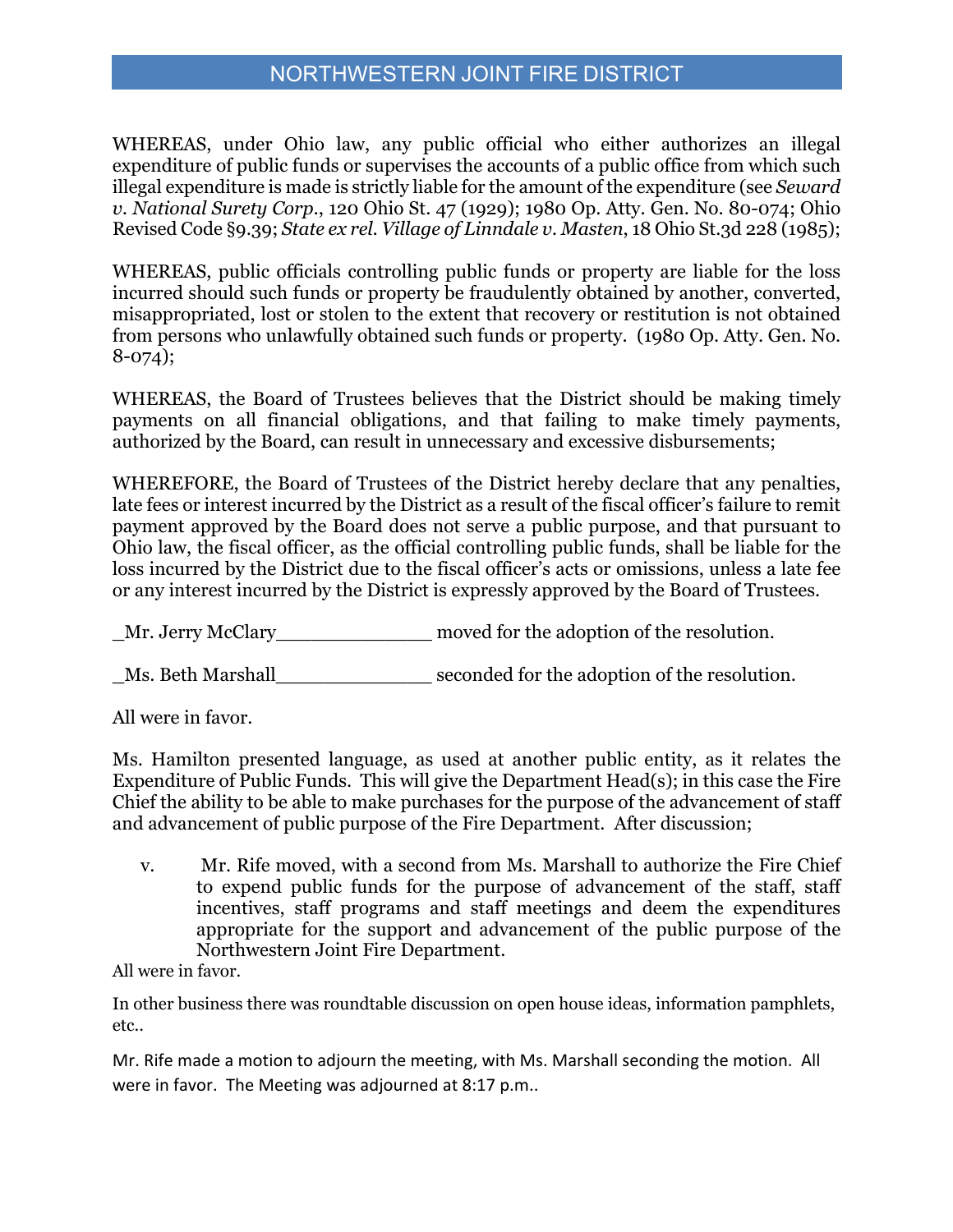# NORTHWESTERN JOINT FIRE DISTRICT

WHEREAS, under Ohio law, any public official who either authorizes an illegal expenditure of public funds or supervises the accounts of a public office from which such illegal expenditure is made is strictly liable for the amount of the expenditure (see *Seward v. National Surety Corp.*, 120 Ohio St. 47 (1929); 1980 Op. Atty. Gen. No. 80-074; Ohio Revised Code §9.39; *State ex rel. Village of Linndale v. Masten*, 18 Ohio St.3d 228 (1985);

WHEREAS, public officials controlling public funds or property are liable for the loss incurred should such funds or property be fraudulently obtained by another, converted, misappropriated, lost or stolen to the extent that recovery or restitution is not obtained from persons who unlawfully obtained such funds or property. (1980 Op. Atty. Gen. No. 8-074);

WHEREAS, the Board of Trustees believes that the District should be making timely payments on all financial obligations, and that failing to make timely payments, authorized by the Board, can result in unnecessary and excessive disbursements;

WHEREFORE, the Board of Trustees of the District hereby declare that any penalties, late fees or interest incurred by the District as a result of the fiscal officer's failure to remit payment approved by the Board does not serve a public purpose, and that pursuant to Ohio law, the fiscal officer, as the official controlling public funds, shall be liable for the loss incurred by the District due to the fiscal officer's acts or omissions, unless a late fee or any interest incurred by the District is expressly approved by the Board of Trustees.

_Mr. Jerry McClary______________ moved for the adoption of the resolution.

_Ms. Beth Marshall______________ seconded for the adoption of the resolution.

All were in favor.

Ms. Hamilton presented language, as used at another public entity, as it relates the Expenditure of Public Funds. This will give the Department Head(s); in this case the Fire Chief the ability to be able to make purchases for the purpose of the advancement of staff and advancement of public purpose of the Fire Department. After discussion;

v. Mr. Rife moved, with a second from Ms. Marshall to authorize the Fire Chief to expend public funds for the purpose of advancement of the staff, staff incentives, staff programs and staff meetings and deem the expenditures appropriate for the support and advancement of the public purpose of the Northwestern Joint Fire Department.

All were in favor.

In other business there was roundtable discussion on open house ideas, information pamphlets, etc..

Mr. Rife made a motion to adjourn the meeting, with Ms. Marshall seconding the motion. All were in favor. The Meeting was adjourned at 8:17 p.m..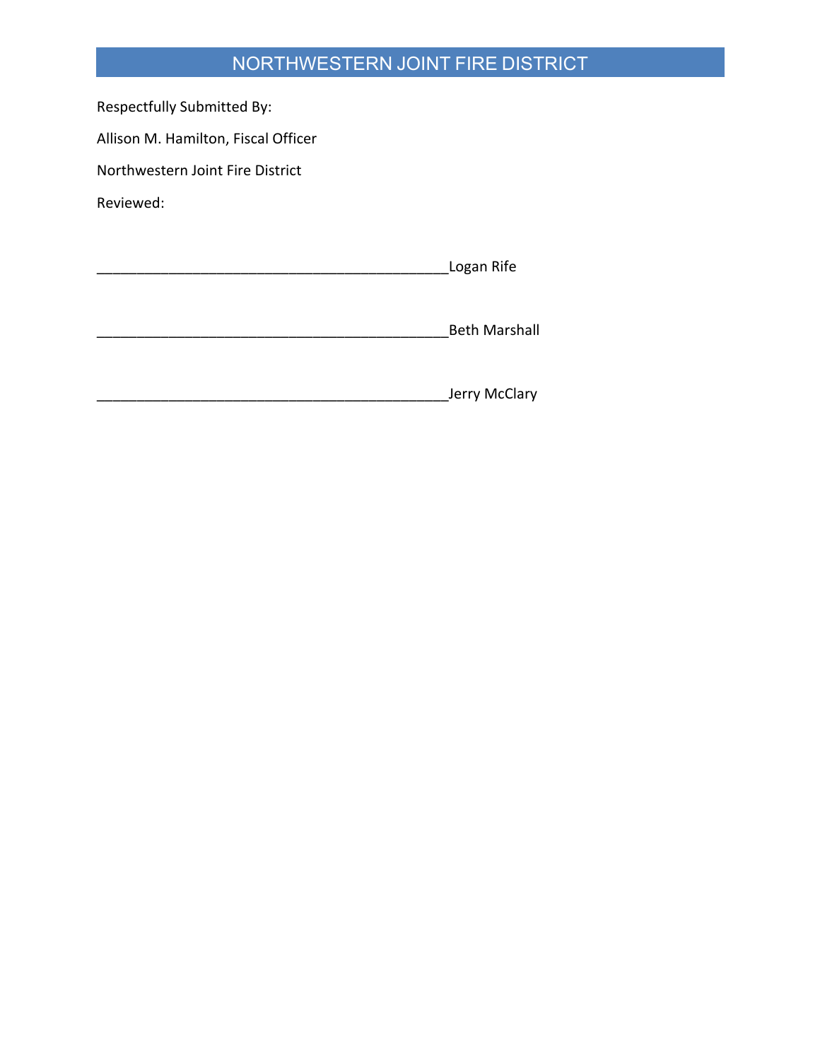# NORTHWESTERN JOINT FIRE DISTRICT

Respectfully Submitted By:

Allison M. Hamilton, Fiscal Officer

Northwestern Joint Fire District

Reviewed:

_____________________________________________Logan Rife

_____________________________________________Beth Marshall

_____________________________________________Jerry McClary